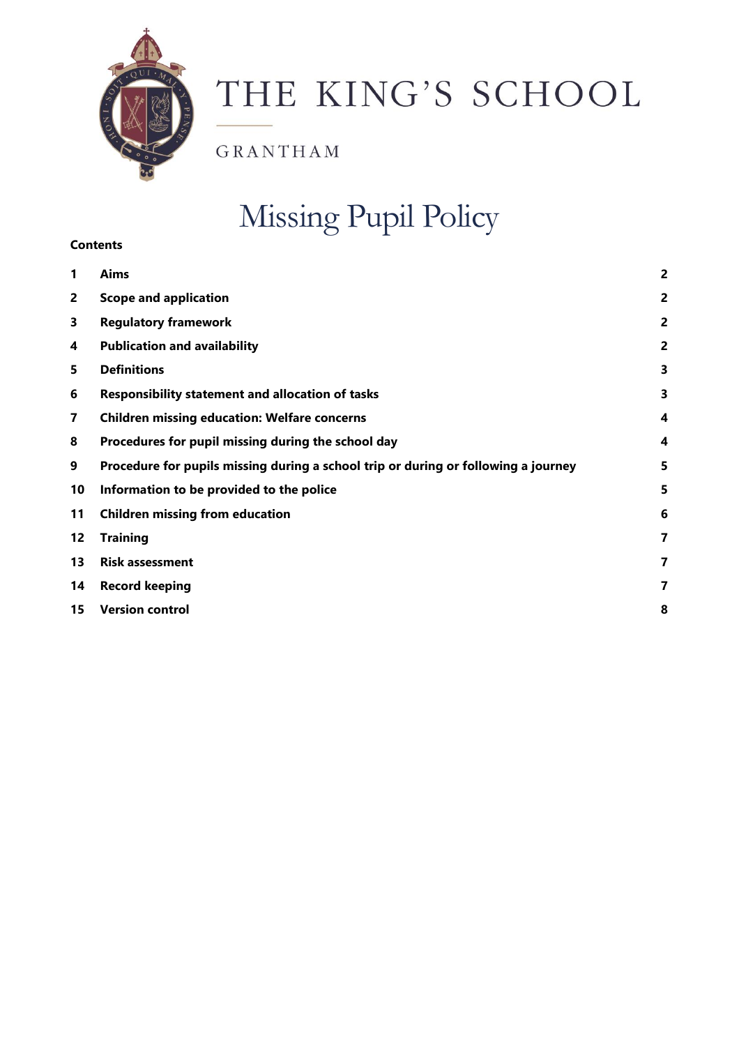THE KING'S SCHOOL

GRANTHAM

# Missing Pupil Policy

**Contents**

| | | |
|---|---|---|
| **1** | **Aims** | **2** |
| **2** | **Scope and application** | **2** |
| **3** | **Regulatory framework** | **2** |
| **4** | **Publication and availability** | **2** |
| **5** | **Definitions** | **3** |
| **6** | **Responsibility statement and allocation of tasks** | **3** |
| **7** | **Children missing education: Welfare concerns** | **4** |
| **8** | **Procedures for pupil missing during the school day** | **4** |
| **9** | **Procedure for pupils missing during a school trip or during or following a journey** | **5** |
| **10** | **Information to be provided to the police** | **5** |
| **11** | **Children missing from education** | **6** |
| **12** | **Training** | **7** |
| **13** | **Risk assessment** | **7** |
| **14** | **Record keeping** | **7** |
| **15** | **Version control** | **8** |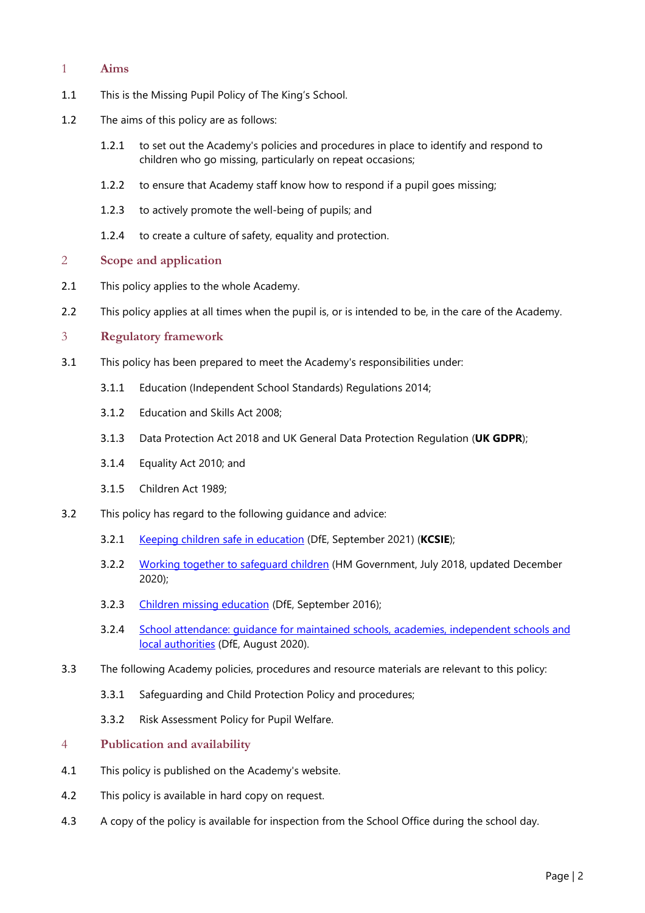## 1 Aims

1.1 This is the Missing Pupil Policy of The King's School.

1.2 The aims of this policy are as follows:

1.2.1 to set out the Academy's policies and procedures in place to identify and respond to children who go missing, particularly on repeat occasions;

1.2.2 to ensure that Academy staff know how to respond if a pupil goes missing;

1.2.3 to actively promote the well-being of pupils; and

1.2.4 to create a culture of safety, equality and protection.

## 2 Scope and application

2.1 This policy applies to the whole Academy.

2.2 This policy applies at all times when the pupil is, or is intended to be, in the care of the Academy.

## 3 Regulatory framework

3.1 This policy has been prepared to meet the Academy's responsibilities under:

3.1.1 Education (Independent School Standards) Regulations 2014;

3.1.2 Education and Skills Act 2008;

3.1.3 Data Protection Act 2018 and UK General Data Protection Regulation (**UK GDPR**);

3.1.4 Equality Act 2010; and

3.1.5 Children Act 1989;

3.2 This policy has regard to the following guidance and advice:

3.2.1 Keeping children safe in education (DfE, September 2021) (**KCSIE**);

3.2.2 Working together to safeguard children (HM Government, July 2018, updated December 2020);

3.2.3 Children missing education (DfE, September 2016);

3.2.4 School attendance: guidance for maintained schools, academies, independent schools and local authorities (DfE, August 2020).

3.3 The following Academy policies, procedures and resource materials are relevant to this policy:

3.3.1 Safeguarding and Child Protection Policy and procedures;

3.3.2 Risk Assessment Policy for Pupil Welfare.

## 4 Publication and availability

4.1 This policy is published on the Academy's website.

4.2 This policy is available in hard copy on request.

4.3 A copy of the policy is available for inspection from the School Office during the school day.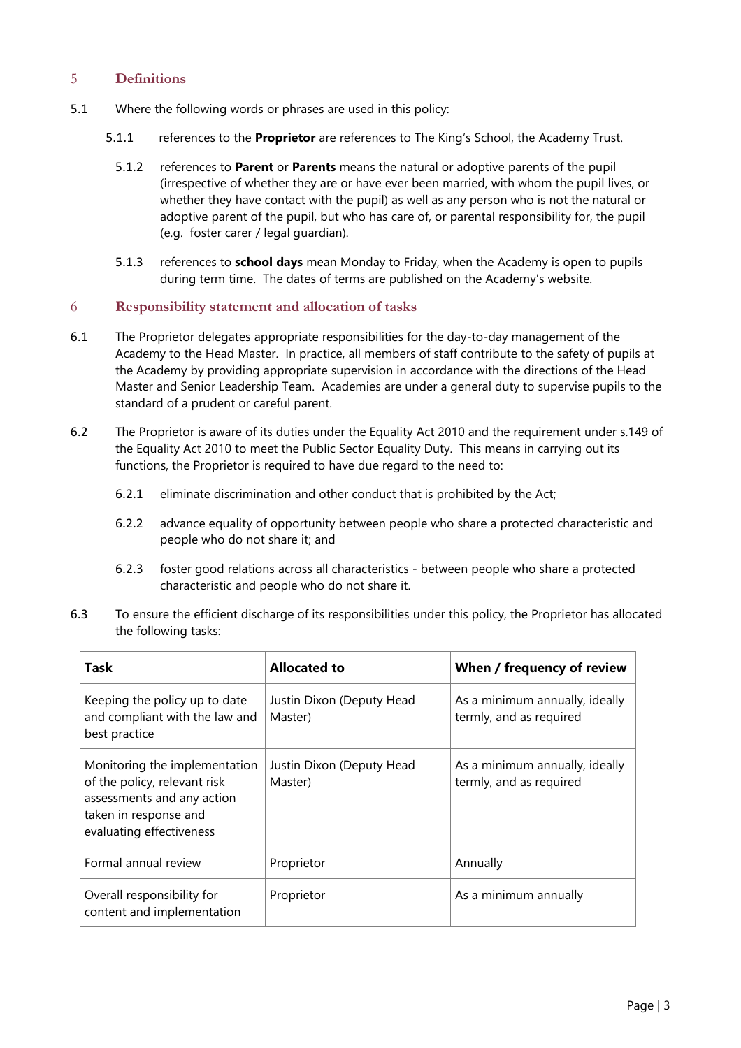## 5 Definitions

5.1 Where the following words or phrases are used in this policy:

5.1.1 references to the **Proprietor** are references to The King's School, the Academy Trust.

5.1.2 references to **Parent** or **Parents** means the natural or adoptive parents of the pupil (irrespective of whether they are or have ever been married, with whom the pupil lives, or whether they have contact with the pupil) as well as any person who is not the natural or adoptive parent of the pupil, but who has care of, or parental responsibility for, the pupil (e.g. foster carer / legal guardian).

5.1.3 references to **school days** mean Monday to Friday, when the Academy is open to pupils during term time. The dates of terms are published on the Academy's website.

## 6 Responsibility statement and allocation of tasks

6.1 The Proprietor delegates appropriate responsibilities for the day-to-day management of the Academy to the Head Master. In practice, all members of staff contribute to the safety of pupils at the Academy by providing appropriate supervision in accordance with the directions of the Head Master and Senior Leadership Team. Academies are under a general duty to supervise pupils to the standard of a prudent or careful parent.

6.2 The Proprietor is aware of its duties under the Equality Act 2010 and the requirement under s.149 of the Equality Act 2010 to meet the Public Sector Equality Duty. This means in carrying out its functions, the Proprietor is required to have due regard to the need to:

6.2.1 eliminate discrimination and other conduct that is prohibited by the Act;

6.2.2 advance equality of opportunity between people who share a protected characteristic and people who do not share it; and

6.2.3 foster good relations across all characteristics - between people who share a protected characteristic and people who do not share it.

6.3 To ensure the efficient discharge of its responsibilities under this policy, the Proprietor has allocated the following tasks:

| Task | Allocated to | When / frequency of review |
|---|---|---|
| Keeping the policy up to date and compliant with the law and best practice | Justin Dixon (Deputy Head Master) | As a minimum annually, ideally termly, and as required |
| Monitoring the implementation of the policy, relevant risk assessments and any action taken in response and evaluating effectiveness | Justin Dixon (Deputy Head Master) | As a minimum annually, ideally termly, and as required |
| Formal annual review | Proprietor | Annually |
| Overall responsibility for content and implementation | Proprietor | As a minimum annually |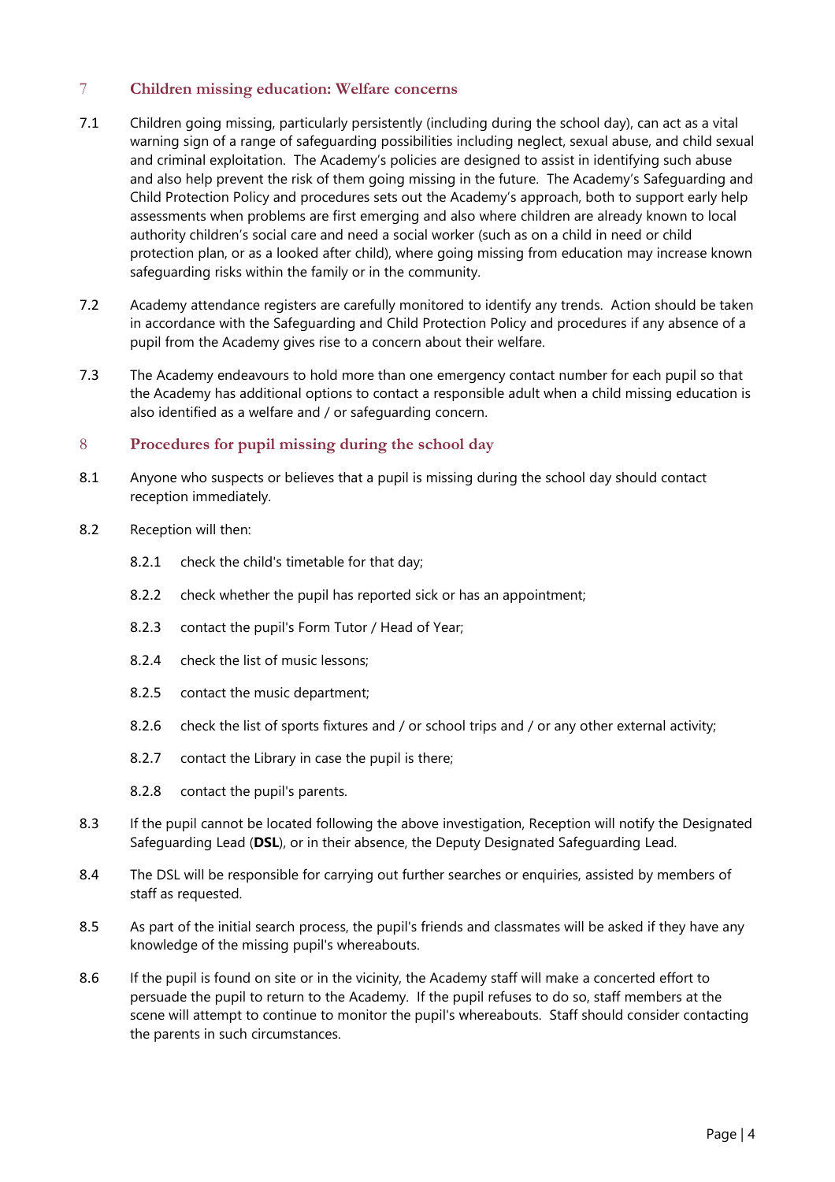## 7 Children missing education: Welfare concerns

7.1 Children going missing, particularly persistently (including during the school day), can act as a vital warning sign of a range of safeguarding possibilities including neglect, sexual abuse, and child sexual and criminal exploitation. The Academy's policies are designed to assist in identifying such abuse and also help prevent the risk of them going missing in the future. The Academy's Safeguarding and Child Protection Policy and procedures sets out the Academy's approach, both to support early help assessments when problems are first emerging and also where children are already known to local authority children's social care and need a social worker (such as on a child in need or child protection plan, or as a looked after child), where going missing from education may increase known safeguarding risks within the family or in the community.

7.2 Academy attendance registers are carefully monitored to identify any trends. Action should be taken in accordance with the Safeguarding and Child Protection Policy and procedures if any absence of a pupil from the Academy gives rise to a concern about their welfare.

7.3 The Academy endeavours to hold more than one emergency contact number for each pupil so that the Academy has additional options to contact a responsible adult when a child missing education is also identified as a welfare and / or safeguarding concern.

## 8 Procedures for pupil missing during the school day

8.1 Anyone who suspects or believes that a pupil is missing during the school day should contact reception immediately.

8.2 Reception will then:

8.2.1 check the child's timetable for that day;

8.2.2 check whether the pupil has reported sick or has an appointment;

8.2.3 contact the pupil's Form Tutor / Head of Year;

8.2.4 check the list of music lessons;

8.2.5 contact the music department;

8.2.6 check the list of sports fixtures and / or school trips and / or any other external activity;

8.2.7 contact the Library in case the pupil is there;

8.2.8 contact the pupil's parents.

8.3 If the pupil cannot be located following the above investigation, Reception will notify the Designated Safeguarding Lead (**DSL**), or in their absence, the Deputy Designated Safeguarding Lead.

8.4 The DSL will be responsible for carrying out further searches or enquiries, assisted by members of staff as requested.

8.5 As part of the initial search process, the pupil's friends and classmates will be asked if they have any knowledge of the missing pupil's whereabouts.

8.6 If the pupil is found on site or in the vicinity, the Academy staff will make a concerted effort to persuade the pupil to return to the Academy. If the pupil refuses to do so, staff members at the scene will attempt to continue to monitor the pupil's whereabouts. Staff should consider contacting the parents in such circumstances.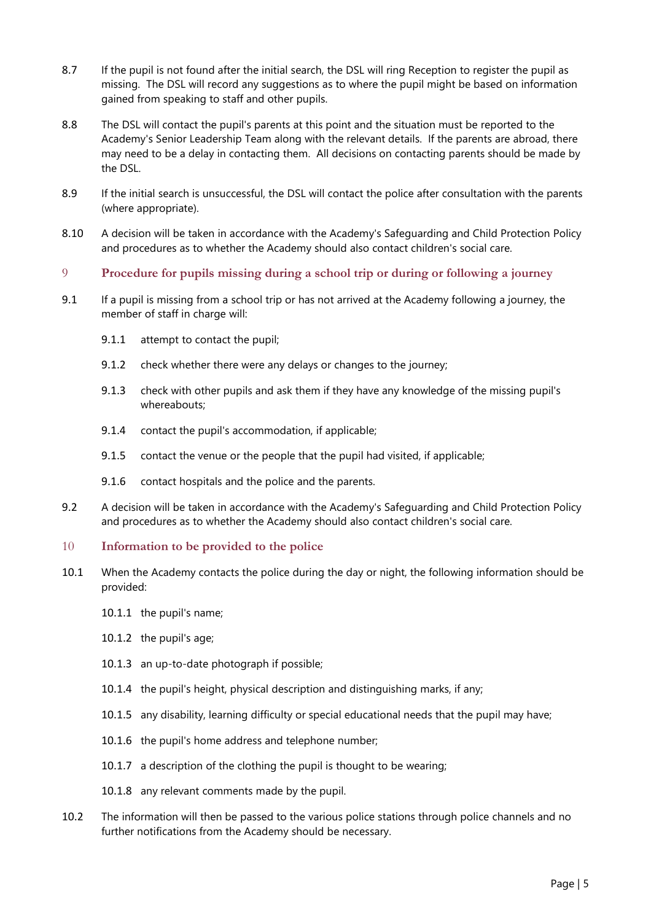8.7 If the pupil is not found after the initial search, the DSL will ring Reception to register the pupil as missing. The DSL will record any suggestions as to where the pupil might be based on information gained from speaking to staff and other pupils.

8.8 The DSL will contact the pupil's parents at this point and the situation must be reported to the Academy's Senior Leadership Team along with the relevant details. If the parents are abroad, there may need to be a delay in contacting them. All decisions on contacting parents should be made by the DSL.

8.9 If the initial search is unsuccessful, the DSL will contact the police after consultation with the parents (where appropriate).

8.10 A decision will be taken in accordance with the Academy's Safeguarding and Child Protection Policy and procedures as to whether the Academy should also contact children's social care.

## 9 Procedure for pupils missing during a school trip or during or following a journey

9.1 If a pupil is missing from a school trip or has not arrived at the Academy following a journey, the member of staff in charge will:

- 9.1.1 attempt to contact the pupil;
- 9.1.2 check whether there were any delays or changes to the journey;
- 9.1.3 check with other pupils and ask them if they have any knowledge of the missing pupil's whereabouts;
- 9.1.4 contact the pupil's accommodation, if applicable;
- 9.1.5 contact the venue or the people that the pupil had visited, if applicable;
- 9.1.6 contact hospitals and the police and the parents.

9.2 A decision will be taken in accordance with the Academy's Safeguarding and Child Protection Policy and procedures as to whether the Academy should also contact children's social care.

## 10 Information to be provided to the police

10.1 When the Academy contacts the police during the day or night, the following information should be provided:

- 10.1.1 the pupil's name;
- 10.1.2 the pupil's age;
- 10.1.3 an up-to-date photograph if possible;
- 10.1.4 the pupil's height, physical description and distinguishing marks, if any;
- 10.1.5 any disability, learning difficulty or special educational needs that the pupil may have;
- 10.1.6 the pupil's home address and telephone number;
- 10.1.7 a description of the clothing the pupil is thought to be wearing;
- 10.1.8 any relevant comments made by the pupil.

10.2 The information will then be passed to the various police stations through police channels and no further notifications from the Academy should be necessary.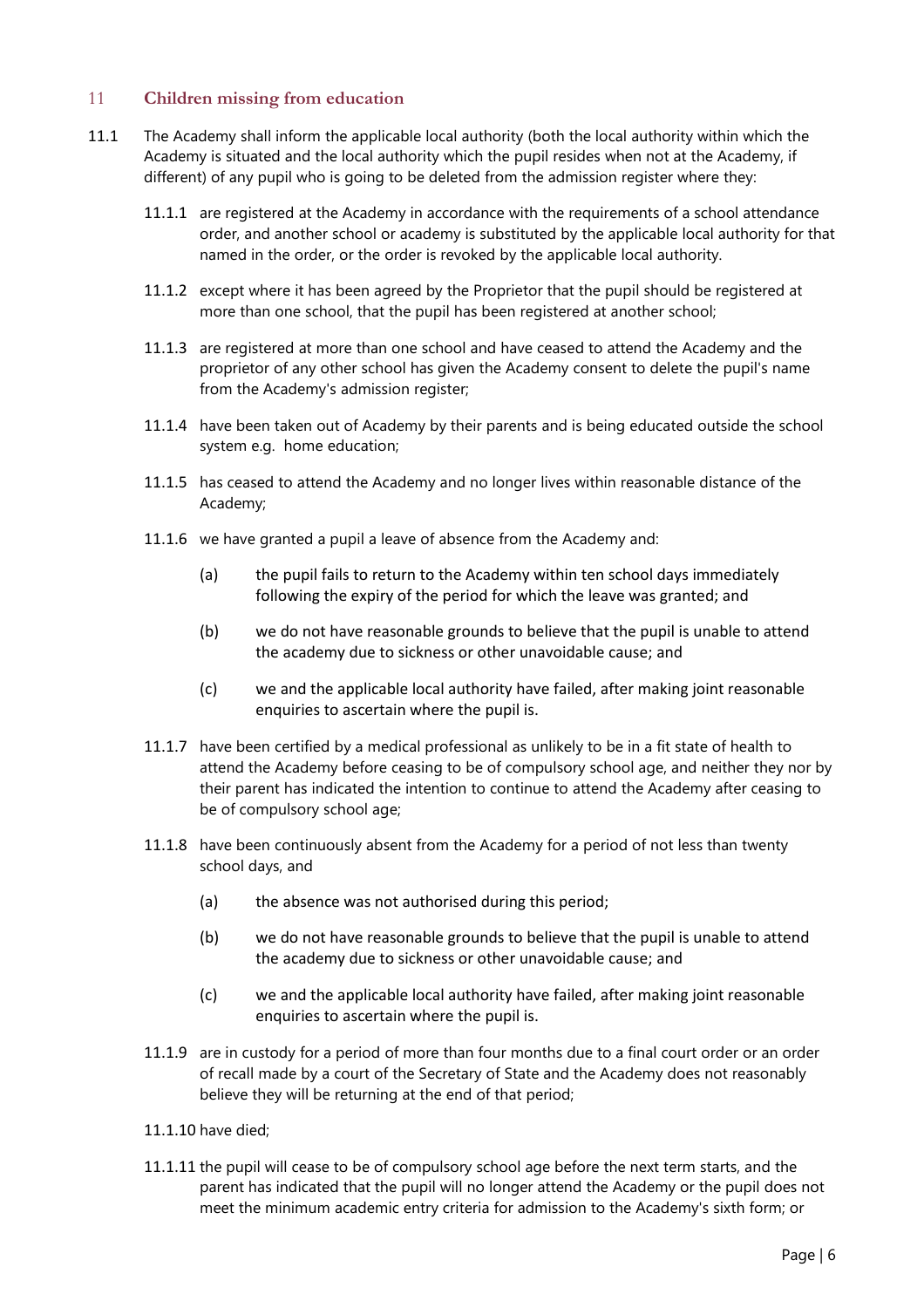## 11 Children missing from education

11.1 The Academy shall inform the applicable local authority (both the local authority within which the Academy is situated and the local authority which the pupil resides when not at the Academy, if different) of any pupil who is going to be deleted from the admission register where they:

11.1.1 are registered at the Academy in accordance with the requirements of a school attendance order, and another school or academy is substituted by the applicable local authority for that named in the order, or the order is revoked by the applicable local authority.

11.1.2 except where it has been agreed by the Proprietor that the pupil should be registered at more than one school, that the pupil has been registered at another school;

11.1.3 are registered at more than one school and have ceased to attend the Academy and the proprietor of any other school has given the Academy consent to delete the pupil's name from the Academy's admission register;

11.1.4 have been taken out of Academy by their parents and is being educated outside the school system e.g. home education;

11.1.5 has ceased to attend the Academy and no longer lives within reasonable distance of the Academy;

11.1.6 we have granted a pupil a leave of absence from the Academy and:

(a) the pupil fails to return to the Academy within ten school days immediately following the expiry of the period for which the leave was granted; and

(b) we do not have reasonable grounds to believe that the pupil is unable to attend the academy due to sickness or other unavoidable cause; and

(c) we and the applicable local authority have failed, after making joint reasonable enquiries to ascertain where the pupil is.

11.1.7 have been certified by a medical professional as unlikely to be in a fit state of health to attend the Academy before ceasing to be of compulsory school age, and neither they nor by their parent has indicated the intention to continue to attend the Academy after ceasing to be of compulsory school age;

11.1.8 have been continuously absent from the Academy for a period of not less than twenty school days, and

(a) the absence was not authorised during this period;

(b) we do not have reasonable grounds to believe that the pupil is unable to attend the academy due to sickness or other unavoidable cause; and

(c) we and the applicable local authority have failed, after making joint reasonable enquiries to ascertain where the pupil is.

11.1.9 are in custody for a period of more than four months due to a final court order or an order of recall made by a court of the Secretary of State and the Academy does not reasonably believe they will be returning at the end of that period;

11.1.10 have died;

11.1.11 the pupil will cease to be of compulsory school age before the next term starts, and the parent has indicated that the pupil will no longer attend the Academy or the pupil does not meet the minimum academic entry criteria for admission to the Academy's sixth form; or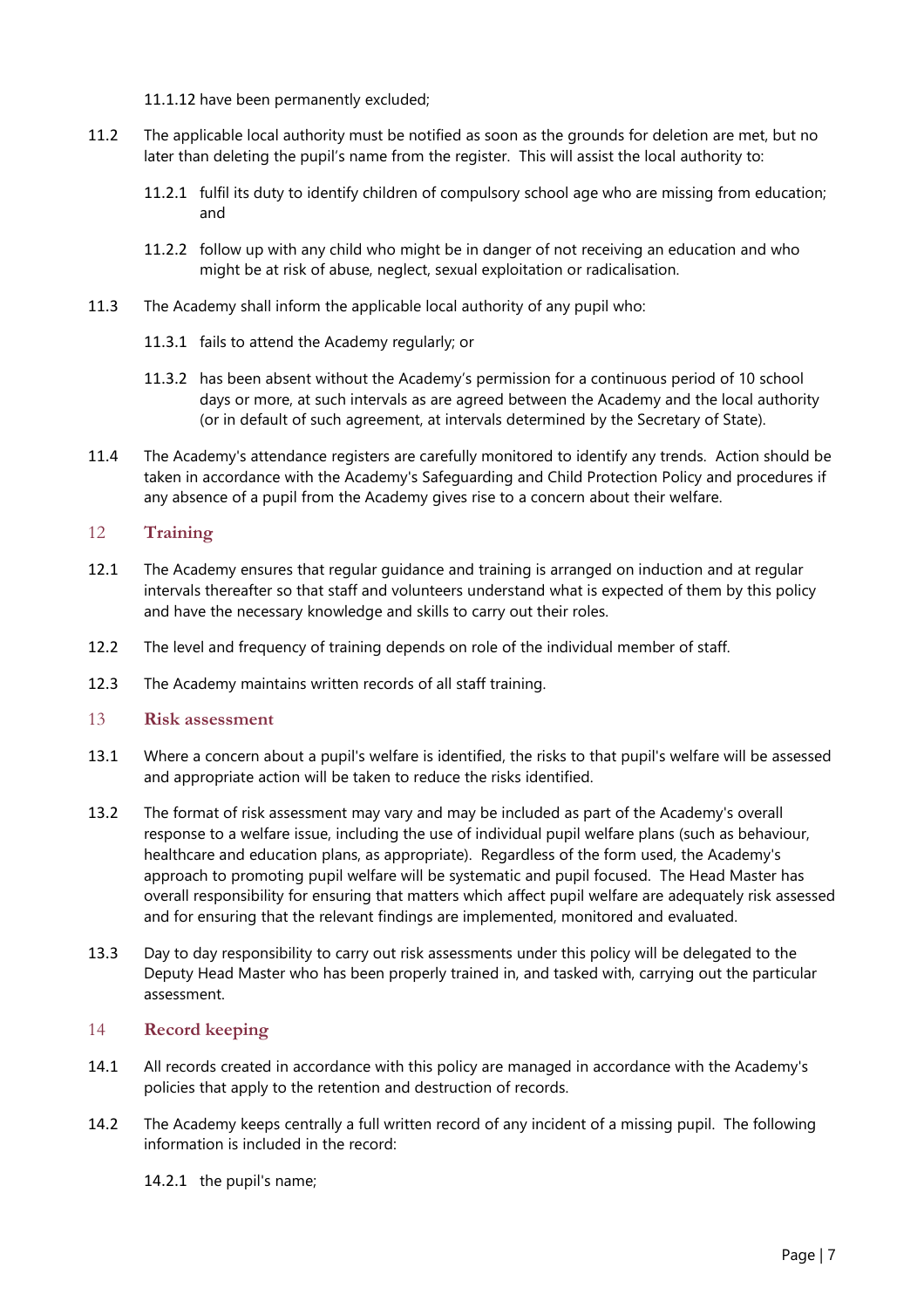11.1.12 have been permanently excluded;

11.2 The applicable local authority must be notified as soon as the grounds for deletion are met, but no later than deleting the pupil's name from the register. This will assist the local authority to:

11.2.1 fulfil its duty to identify children of compulsory school age who are missing from education; and

11.2.2 follow up with any child who might be in danger of not receiving an education and who might be at risk of abuse, neglect, sexual exploitation or radicalisation.

11.3 The Academy shall inform the applicable local authority of any pupil who:

11.3.1 fails to attend the Academy regularly; or

11.3.2 has been absent without the Academy's permission for a continuous period of 10 school days or more, at such intervals as are agreed between the Academy and the local authority (or in default of such agreement, at intervals determined by the Secretary of State).

11.4 The Academy's attendance registers are carefully monitored to identify any trends. Action should be taken in accordance with the Academy's Safeguarding and Child Protection Policy and procedures if any absence of a pupil from the Academy gives rise to a concern about their welfare.

## 12 Training

12.1 The Academy ensures that regular guidance and training is arranged on induction and at regular intervals thereafter so that staff and volunteers understand what is expected of them by this policy and have the necessary knowledge and skills to carry out their roles.

12.2 The level and frequency of training depends on role of the individual member of staff.

12.3 The Academy maintains written records of all staff training.

## 13 Risk assessment

13.1 Where a concern about a pupil's welfare is identified, the risks to that pupil's welfare will be assessed and appropriate action will be taken to reduce the risks identified.

13.2 The format of risk assessment may vary and may be included as part of the Academy's overall response to a welfare issue, including the use of individual pupil welfare plans (such as behaviour, healthcare and education plans, as appropriate). Regardless of the form used, the Academy's approach to promoting pupil welfare will be systematic and pupil focused. The Head Master has overall responsibility for ensuring that matters which affect pupil welfare are adequately risk assessed and for ensuring that the relevant findings are implemented, monitored and evaluated.

13.3 Day to day responsibility to carry out risk assessments under this policy will be delegated to the Deputy Head Master who has been properly trained in, and tasked with, carrying out the particular assessment.

## 14 Record keeping

14.1 All records created in accordance with this policy are managed in accordance with the Academy's policies that apply to the retention and destruction of records.

14.2 The Academy keeps centrally a full written record of any incident of a missing pupil. The following information is included in the record:

14.2.1 the pupil's name;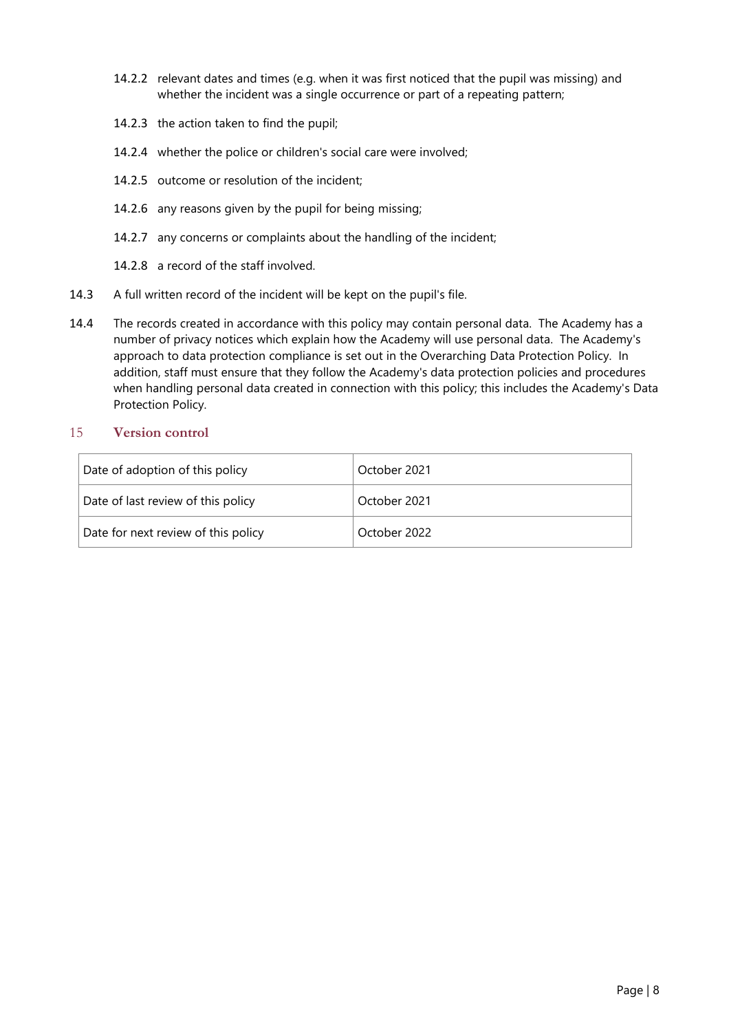14.2.2 relevant dates and times (e.g. when it was first noticed that the pupil was missing) and whether the incident was a single occurrence or part of a repeating pattern;

14.2.3 the action taken to find the pupil;

14.2.4 whether the police or children's social care were involved;

14.2.5 outcome or resolution of the incident;

14.2.6 any reasons given by the pupil for being missing;

14.2.7 any concerns or complaints about the handling of the incident;

14.2.8 a record of the staff involved.

14.3 A full written record of the incident will be kept on the pupil's file.

14.4 The records created in accordance with this policy may contain personal data. The Academy has a number of privacy notices which explain how the Academy will use personal data. The Academy's approach to data protection compliance is set out in the Overarching Data Protection Policy. In addition, staff must ensure that they follow the Academy's data protection policies and procedures when handling personal data created in connection with this policy; this includes the Academy's Data Protection Policy.

## 15 Version control

| | |
|---|---|
| Date of adoption of this policy | October 2021 |
| Date of last review of this policy | October 2021 |
| Date for next review of this policy | October 2022 |